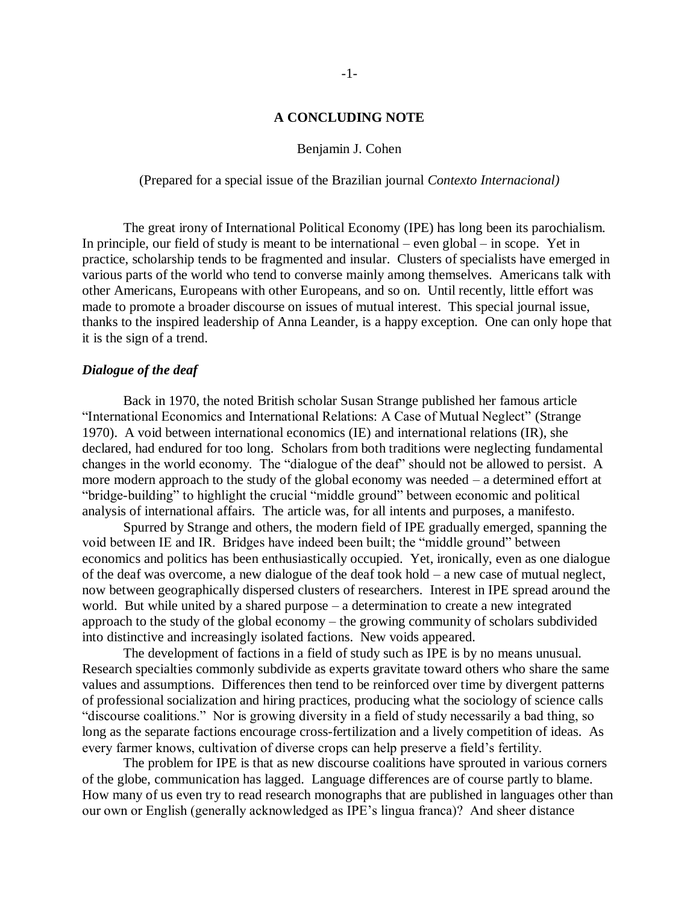# A CONCLUDING NOTE

Benjamin J. Cohen

(Prepared for a special issue of the Brazilian journal *Contexto Internacional)*

The great irony of International Political Economy (IPE) has long been its parochialism. In principle, our field of study is meant to be international – even global – in scope. Yet in practice, scholarship tends to be fragmented and insular. Clusters of specialists have emerged in various parts of the world who tend to converse mainly among themselves. Americans talk with other Americans, Europeans with other Europeans, and so on. Until recently, little effort was made to promote a broader discourse on issues of mutual interest. This special journal issue, thanks to the inspired leadership of Anna Leander, is a happy exception. One can only hope that it is the sign of a trend.

### *Dialogue of the deaf*

Back in 1970, the noted British scholar Susan Strange published her famous article "International Economics and International Relations: A Case of Mutual Neglect" (Strange 1970). A void between international economics (IE) and international relations (IR), she declared, had endured for too long. Scholars from both traditions were neglecting fundamental changes in the world economy. The "dialogue of the deaf" should not be allowed to persist. A more modern approach to the study of the global economy was needed – a determined effort at "bridge-building" to highlight the crucial "middle ground" between economic and political analysis of international affairs. The article was, for all intents and purposes, a manifesto.

Spurred by Strange and others, the modern field of IPE gradually emerged, spanning the void between IE and IR. Bridges have indeed been built; the "middle ground" between economics and politics has been enthusiastically occupied. Yet, ironically, even as one dialogue of the deaf was overcome, a new dialogue of the deaf took hold – a new case of mutual neglect, now between geographically dispersed clusters of researchers. Interest in IPE spread around the world. But while united by a shared purpose – a determination to create a new integrated approach to the study of the global economy – the growing community of scholars subdivided into distinctive and increasingly isolated factions. New voids appeared.

The development of factions in a field of study such as IPE is by no means unusual. Research specialties commonly subdivide as experts gravitate toward others who share the same values and assumptions. Differences then tend to be reinforced over time by divergent patterns of professional socialization and hiring practices, producing what the sociology of science calls "discourse coalitions." Nor is growing diversity in a field of study necessarily a bad thing, so long as the separate factions encourage cross-fertilization and a lively competition of ideas. As every farmer knows, cultivation of diverse crops can help preserve a field's fertility.

The problem for IPE is that as new discourse coalitions have sprouted in various corners of the globe, communication has lagged. Language differences are of course partly to blame. How many of us even try to read research monographs that are published in languages other than our own or English (generally acknowledged as IPE's lingua franca)? And sheer distance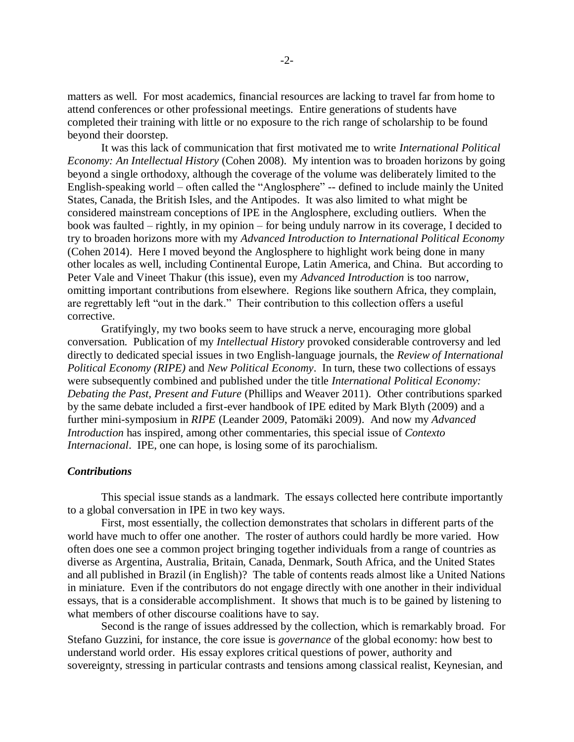matters as well. For most academics, financial resources are lacking to travel far from home to attend conferences or other professional meetings. Entire generations of students have completed their training with little or no exposure to the rich range of scholarship to be found beyond their doorstep.

It was this lack of communication that first motivated me to write *International Political Economy: An Intellectual History* (Cohen 2008). My intention was to broaden horizons by going beyond a single orthodoxy, although the coverage of the volume was deliberately limited to the English-speaking world – often called the "Anglosphere" -- defined to include mainly the United States, Canada, the British Isles, and the Antipodes. It was also limited to what might be considered mainstream conceptions of IPE in the Anglosphere, excluding outliers. When the book was faulted – rightly, in my opinion – for being unduly narrow in its coverage, I decided to try to broaden horizons more with my *Advanced Introduction to International Political Economy* (Cohen 2014). Here I moved beyond the Anglosphere to highlight work being done in many other locales as well, including Continental Europe, Latin America, and China. But according to Peter Vale and Vineet Thakur (this issue), even my *Advanced Introduction* is too narrow, omitting important contributions from elsewhere. Regions like southern Africa, they complain, are regrettably left "out in the dark." Their contribution to this collection offers a useful corrective.

Gratifyingly, my two books seem to have struck a nerve, encouraging more global conversation. Publication of my *Intellectual History* provoked considerable controversy and led directly to dedicated special issues in two English-language journals, the *Review of International Political Economy (RIPE)* and *New Political Economy*. In turn, these two collections of essays were subsequently combined and published under the title *International Political Economy: Debating the Past, Present and Future* (Phillips and Weaver 2011). Other contributions sparked by the same debate included a first-ever handbook of IPE edited by Mark Blyth (2009) and a further mini-symposium in *RIPE* (Leander 2009, Patomäki 2009). And now my *Advanced Introduction* has inspired, among other commentaries, this special issue of *Contexto Internacional*. IPE, one can hope, is losing some of its parochialism.

### *Contributions*

This special issue stands as a landmark. The essays collected here contribute importantly to a global conversation in IPE in two key ways.

First, most essentially, the collection demonstrates that scholars in different parts of the world have much to offer one another. The roster of authors could hardly be more varied. How often does one see a common project bringing together individuals from a range of countries as diverse as Argentina, Australia, Britain, Canada, Denmark, South Africa, and the United States and all published in Brazil (in English)? The table of contents reads almost like a United Nations in miniature. Even if the contributors do not engage directly with one another in their individual essays, that is a considerable accomplishment. It shows that much is to be gained by listening to what members of other discourse coalitions have to say.

Second is the range of issues addressed by the collection, which is remarkably broad. For Stefano Guzzini, for instance, the core issue is *governance* of the global economy: how best to understand world order. His essay explores critical questions of power, authority and sovereignty, stressing in particular contrasts and tensions among classical realist, Keynesian, and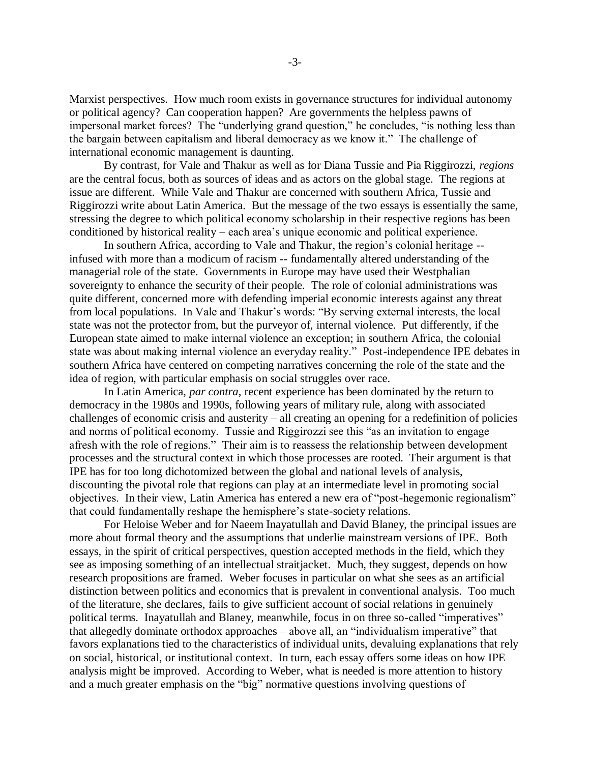Marxist perspectives. How much room exists in governance structures for individual autonomy or political agency? Can cooperation happen? Are governments the helpless pawns of impersonal market forces? The "underlying grand question," he concludes, "is nothing less than the bargain between capitalism and liberal democracy as we know it." The challenge of international economic management is daunting.

By contrast, for Vale and Thakur as well as for Diana Tussie and Pia Riggirozzi, *regions* are the central focus, both as sources of ideas and as actors on the global stage. The regions at issue are different. While Vale and Thakur are concerned with southern Africa, Tussie and Riggirozzi write about Latin America. But the message of the two essays is essentially the same, stressing the degree to which political economy scholarship in their respective regions has been conditioned by historical reality – each area's unique economic and political experience.

In southern Africa, according to Vale and Thakur, the region's colonial heritage -- infused with more than a modicum of racism -- fundamentally altered understanding of the managerial role of the state. Governments in Europe may have used their Westphalian sovereignty to enhance the security of their people. The role of colonial administrations was quite different, concerned more with defending imperial economic interests against any threat from local populations. In Vale and Thakur's words: "By serving external interests, the local state was not the protector from, but the purveyor of, internal violence. Put differently, if the European state aimed to make internal violence an exception; in southern Africa, the colonial state was about making internal violence an everyday reality." Post-independence IPE debates in southern Africa have centered on competing narratives concerning the role of the state and the idea of region, with particular emphasis on social struggles over race.

In Latin America, *par contra*, recent experience has been dominated by the return to democracy in the 1980s and 1990s, following years of military rule, along with associated challenges of economic crisis and austerity – all creating an opening for a redefinition of policies and norms of political economy. Tussie and Riggirozzi see this "as an invitation to engage afresh with the role of regions." Their aim is to reassess the relationship between development processes and the structural context in which those processes are rooted. Their argument is that IPE has for too long dichotomized between the global and national levels of analysis, discounting the pivotal role that regions can play at an intermediate level in promoting social objectives. In their view, Latin America has entered a new era of "post-hegemonic regionalism" that could fundamentally reshape the hemisphere's state-society relations.

For Heloise Weber and for Naeem Inayatullah and David Blaney, the principal issues are more about formal theory and the assumptions that underlie mainstream versions of IPE. Both essays, in the spirit of critical perspectives, question accepted methods in the field, which they see as imposing something of an intellectual straitjacket. Much, they suggest, depends on how research propositions are framed. Weber focuses in particular on what she sees as an artificial distinction between politics and economics that is prevalent in conventional analysis. Too much of the literature, she declares, fails to give sufficient account of social relations in genuinely political terms. Inayatullah and Blaney, meanwhile, focus in on three so-called "imperatives" that allegedly dominate orthodox approaches – above all, an "individualism imperative" that favors explanations tied to the characteristics of individual units, devaluing explanations that rely on social, historical, or institutional context. In turn, each essay offers some ideas on how IPE analysis might be improved. According to Weber, what is needed is more attention to history and a much greater emphasis on the "big" normative questions involving questions of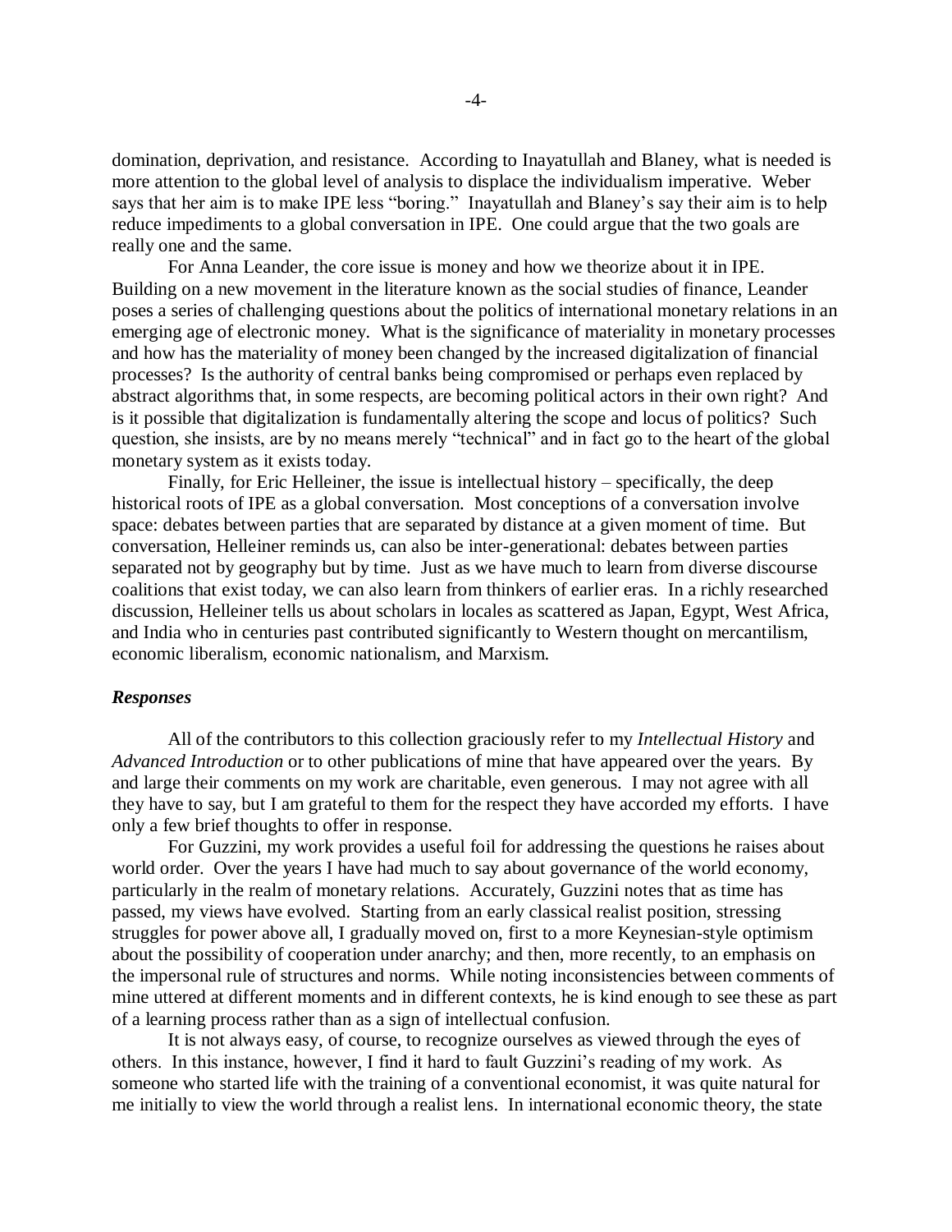domination, deprivation, and resistance. According to Inayatullah and Blaney, what is needed is more attention to the global level of analysis to displace the individualism imperative. Weber says that her aim is to make IPE less "boring." Inayatullah and Blaney's say their aim is to help reduce impediments to a global conversation in IPE. One could argue that the two goals are really one and the same.

For Anna Leander, the core issue is money and how we theorize about it in IPE. Building on a new movement in the literature known as the social studies of finance, Leander poses a series of challenging questions about the politics of international monetary relations in an emerging age of electronic money. What is the significance of materiality in monetary processes and how has the materiality of money been changed by the increased digitalization of financial processes? Is the authority of central banks being compromised or perhaps even replaced by abstract algorithms that, in some respects, are becoming political actors in their own right? And is it possible that digitalization is fundamentally altering the scope and locus of politics? Such question, she insists, are by no means merely "technical" and in fact go to the heart of the global monetary system as it exists today.

Finally, for Eric Helleiner, the issue is intellectual history – specifically, the deep historical roots of IPE as a global conversation. Most conceptions of a conversation involve space: debates between parties that are separated by distance at a given moment of time. But conversation, Helleiner reminds us, can also be inter-generational: debates between parties separated not by geography but by time. Just as we have much to learn from diverse discourse coalitions that exist today, we can also learn from thinkers of earlier eras. In a richly researched discussion, Helleiner tells us about scholars in locales as scattered as Japan, Egypt, West Africa, and India who in centuries past contributed significantly to Western thought on mercantilism, economic liberalism, economic nationalism, and Marxism.

### ***Responses***

All of the contributors to this collection graciously refer to my *Intellectual History* and *Advanced Introduction* or to other publications of mine that have appeared over the years. By and large their comments on my work are charitable, even generous. I may not agree with all they have to say, but I am grateful to them for the respect they have accorded my efforts. I have only a few brief thoughts to offer in response.

For Guzzini, my work provides a useful foil for addressing the questions he raises about world order. Over the years I have had much to say about governance of the world economy, particularly in the realm of monetary relations. Accurately, Guzzini notes that as time has passed, my views have evolved. Starting from an early classical realist position, stressing struggles for power above all, I gradually moved on, first to a more Keynesian-style optimism about the possibility of cooperation under anarchy; and then, more recently, to an emphasis on the impersonal rule of structures and norms. While noting inconsistencies between comments of mine uttered at different moments and in different contexts, he is kind enough to see these as part of a learning process rather than as a sign of intellectual confusion.

It is not always easy, of course, to recognize ourselves as viewed through the eyes of others. In this instance, however, I find it hard to fault Guzzini's reading of my work. As someone who started life with the training of a conventional economist, it was quite natural for me initially to view the world through a realist lens. In international economic theory, the state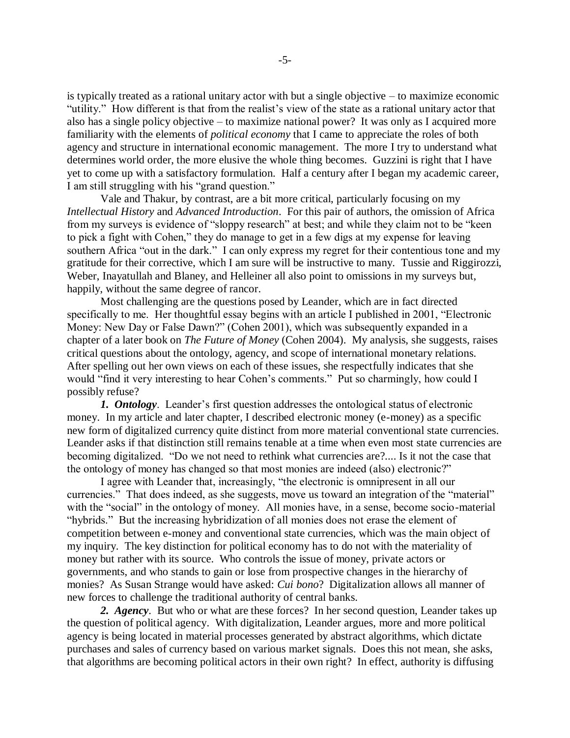is typically treated as a rational unitary actor with but a single objective – to maximize economic "utility." How different is that from the realist's view of the state as a rational unitary actor that also has a single policy objective – to maximize national power? It was only as I acquired more familiarity with the elements of *political economy* that I came to appreciate the roles of both agency and structure in international economic management. The more I try to understand what determines world order, the more elusive the whole thing becomes. Guzzini is right that I have yet to come up with a satisfactory formulation. Half a century after I began my academic career, I am still struggling with his "grand question."

Vale and Thakur, by contrast, are a bit more critical, particularly focusing on my *Intellectual History* and *Advanced Introduction*. For this pair of authors, the omission of Africa from my surveys is evidence of "sloppy research" at best; and while they claim not to be "keen to pick a fight with Cohen," they do manage to get in a few digs at my expense for leaving southern Africa "out in the dark." I can only express my regret for their contentious tone and my gratitude for their corrective, which I am sure will be instructive to many. Tussie and Riggirozzi, Weber, Inayatullah and Blaney, and Helleiner all also point to omissions in my surveys but, happily, without the same degree of rancor.

Most challenging are the questions posed by Leander, which are in fact directed specifically to me. Her thoughtful essay begins with an article I published in 2001, "Electronic Money: New Day or False Dawn?" (Cohen 2001), which was subsequently expanded in a chapter of a later book on *The Future of Money* (Cohen 2004). My analysis, she suggests, raises critical questions about the ontology, agency, and scope of international monetary relations. After spelling out her own views on each of these issues, she respectfully indicates that she would "find it very interesting to hear Cohen's comments." Put so charmingly, how could I possibly refuse?

***1. Ontology***. Leander's first question addresses the ontological status of electronic money. In my article and later chapter, I described electronic money (e-money) as a specific new form of digitalized currency quite distinct from more material conventional state currencies. Leander asks if that distinction still remains tenable at a time when even most state currencies are becoming digitalized. "Do we not need to rethink what currencies are?.... Is it not the case that the ontology of money has changed so that most monies are indeed (also) electronic?"

I agree with Leander that, increasingly, "the electronic is omnipresent in all our currencies." That does indeed, as she suggests, move us toward an integration of the "material" with the "social" in the ontology of money. All monies have, in a sense, become socio-material "hybrids." But the increasing hybridization of all monies does not erase the element of competition between e-money and conventional state currencies, which was the main object of my inquiry. The key distinction for political economy has to do not with the materiality of money but rather with its source. Who controls the issue of money, private actors or governments, and who stands to gain or lose from prospective changes in the hierarchy of monies? As Susan Strange would have asked: *Cui bono*? Digitalization allows all manner of new forces to challenge the traditional authority of central banks.

***2. Agency***. But who or what are these forces? In her second question, Leander takes up the question of political agency. With digitalization, Leander argues, more and more political agency is being located in material processes generated by abstract algorithms, which dictate purchases and sales of currency based on various market signals. Does this not mean, she asks, that algorithms are becoming political actors in their own right? In effect, authority is diffusing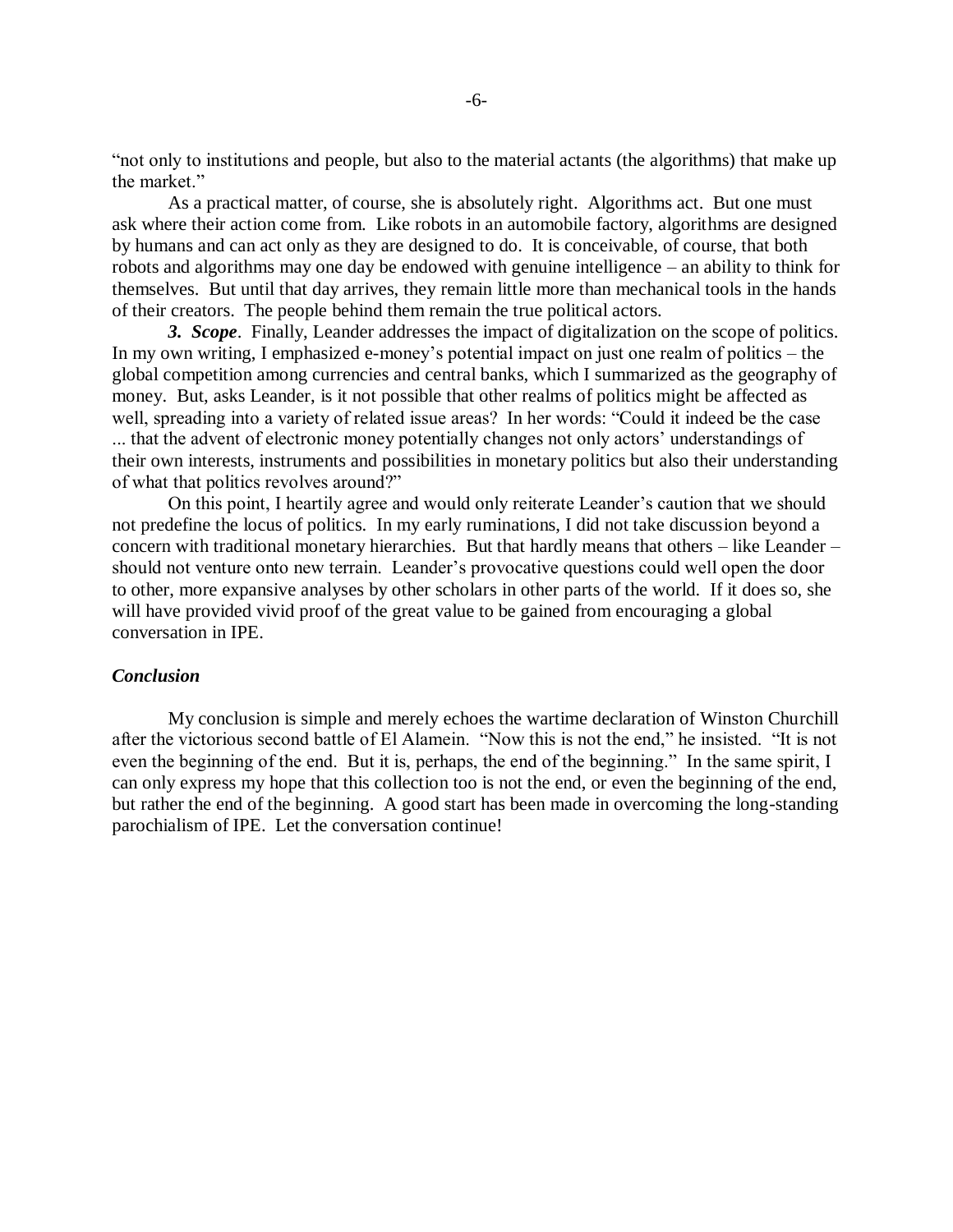"not only to institutions and people, but also to the material actants (the algorithms) that make up the market."

As a practical matter, of course, she is absolutely right. Algorithms act. But one must ask where their action come from. Like robots in an automobile factory, algorithms are designed by humans and can act only as they are designed to do. It is conceivable, of course, that both robots and algorithms may one day be endowed with genuine intelligence – an ability to think for themselves. But until that day arrives, they remain little more than mechanical tools in the hands of their creators. The people behind them remain the true political actors.

***3. Scope***. Finally, Leander addresses the impact of digitalization on the scope of politics. In my own writing, I emphasized e-money's potential impact on just one realm of politics – the global competition among currencies and central banks, which I summarized as the geography of money. But, asks Leander, is it not possible that other realms of politics might be affected as well, spreading into a variety of related issue areas? In her words: "Could it indeed be the case ... that the advent of electronic money potentially changes not only actors' understandings of their own interests, instruments and possibilities in monetary politics but also their understanding of what that politics revolves around?"

On this point, I heartily agree and would only reiterate Leander's caution that we should not predefine the locus of politics. In my early ruminations, I did not take discussion beyond a concern with traditional monetary hierarchies. But that hardly means that others – like Leander – should not venture onto new terrain. Leander's provocative questions could well open the door to other, more expansive analyses by other scholars in other parts of the world. If it does so, she will have provided vivid proof of the great value to be gained from encouraging a global conversation in IPE.

### *Conclusion*

My conclusion is simple and merely echoes the wartime declaration of Winston Churchill after the victorious second battle of El Alamein. "Now this is not the end," he insisted. "It is not even the beginning of the end. But it is, perhaps, the end of the beginning." In the same spirit, I can only express my hope that this collection too is not the end, or even the beginning of the end, but rather the end of the beginning. A good start has been made in overcoming the long-standing parochialism of IPE. Let the conversation continue!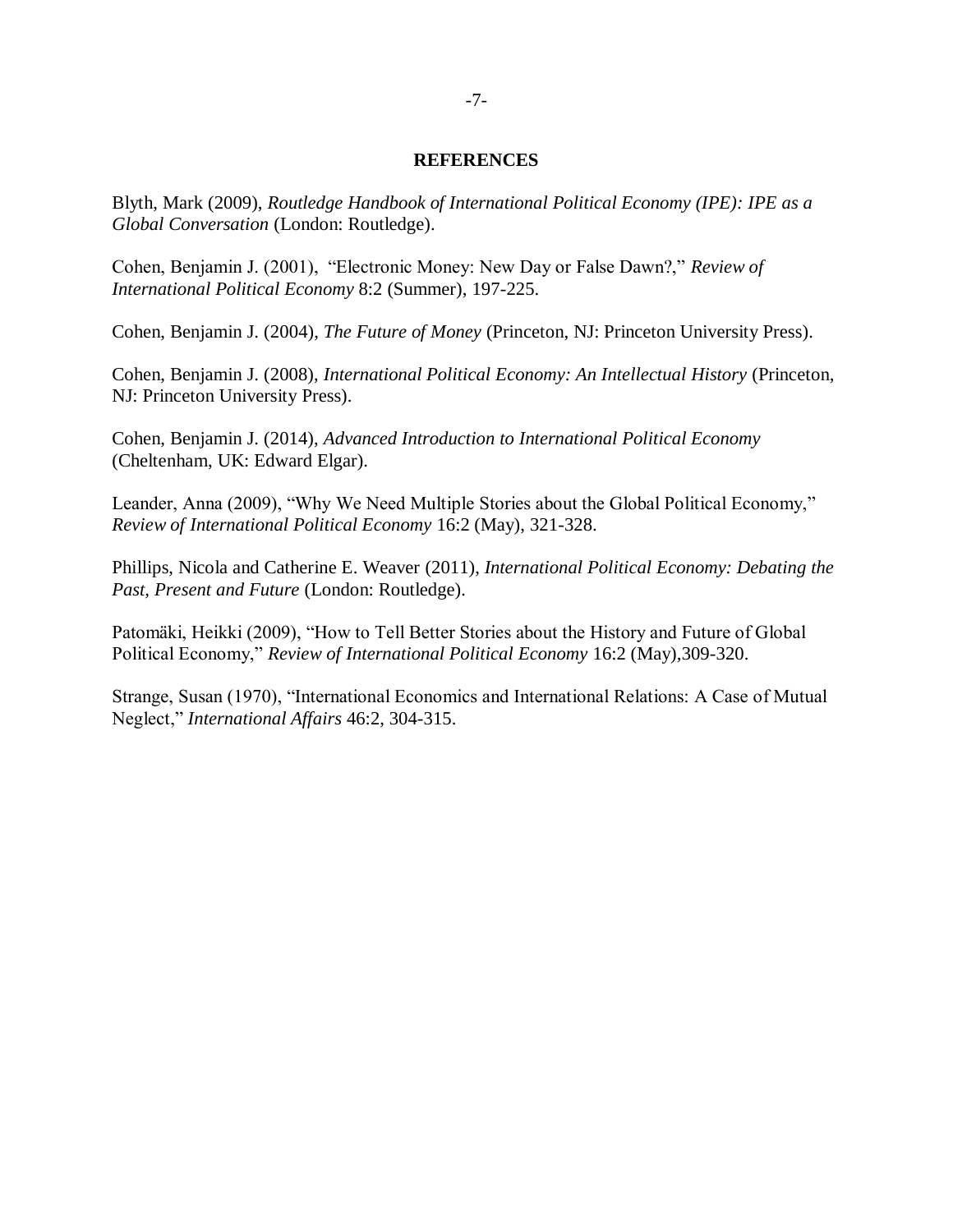## REFERENCES

Blyth, Mark (2009), *Routledge Handbook of International Political Economy (IPE): IPE as a Global Conversation* (London: Routledge).

Cohen, Benjamin J. (2001), "Electronic Money: New Day or False Dawn?," *Review of International Political Economy* 8:2 (Summer), 197-225.

Cohen, Benjamin J. (2004), *The Future of Money* (Princeton, NJ: Princeton University Press).

Cohen, Benjamin J. (2008), *International Political Economy: An Intellectual History* (Princeton, NJ: Princeton University Press).

Cohen, Benjamin J. (2014), *Advanced Introduction to International Political Economy* (Cheltenham, UK: Edward Elgar).

Leander, Anna (2009), "Why We Need Multiple Stories about the Global Political Economy," *Review of International Political Economy* 16:2 (May), 321-328.

Phillips, Nicola and Catherine E. Weaver (2011), *International Political Economy: Debating the Past, Present and Future* (London: Routledge).

Patomäki, Heikki (2009), "How to Tell Better Stories about the History and Future of Global Political Economy," *Review of International Political Economy* 16:2 (May),309-320.

Strange, Susan (1970), "International Economics and International Relations: A Case of Mutual Neglect," *International Affairs* 46:2, 304-315.